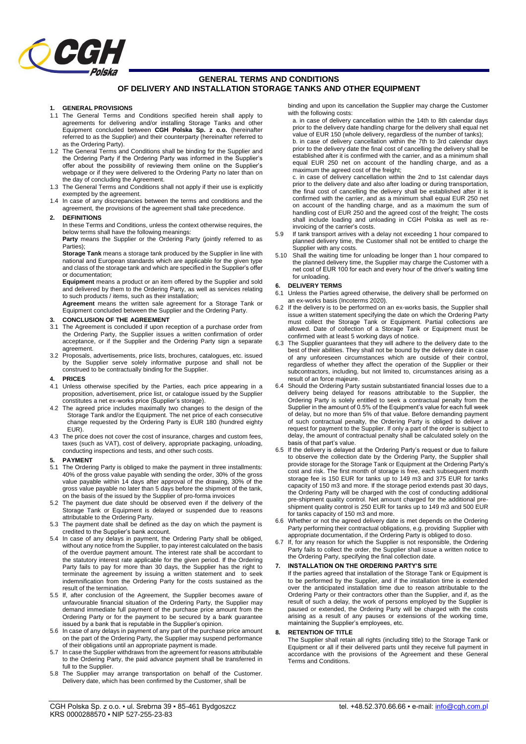# GENERAL TERMS AND CONDITIONS OF DELIVERY AND INSTALLATION STORAGE TANKS AND OTHER EQUIPMENT

## 1. GENERAL PROVISIONS

1.1 The General Terms and Conditions specified herein shall apply to agreements for delivering and/or installing Storage Tanks and other Equipment concluded between **CGH Polska Sp. z o.o.** (hereinafter referred to as the Supplier) and their counterparty (hereinafter referred to as the Ordering Party).

1.2 The General Terms and Conditions shall be binding for the Supplier and the Ordering Party if the Ordering Party was informed in the Supplier's offer about the possibility of reviewing them online on the Supplier's webpage or if they were delivered to the Ordering Party no later than on the day of concluding the Agreement.

1.3 The General Terms and Conditions shall not apply if their use is explicitly exempted by the agreement.

1.4 In case of any discrepancies between the terms and conditions and the agreement, the provisions of the agreement shall take precedence.

## 2. DEFINITIONS

In these Terms and Conditions, unless the context otherwise requires, the below terms shall have the following meanings:

**Party** means the Supplier or the Ordering Party (jointly referred to as Parties);

**Storage Tank** means a storage tank produced by the Supplier in line with national and European standards which are applicable for the given type and class of the storage tank and which are specified in the Supplier's offer or documentation;

**Equipment** means a product or an item offered by the Supplier and sold and delivered by them to the Ordering Party, as well as services relating to such products / items, such as their installation;

**Agreement** means the written sale agreement for a Storage Tank or Equipment concluded between the Supplier and the Ordering Party.

## 3. CONCLUSION OF THE AGREEMENT

3.1 The Agreement is concluded if upon reception of a purchase order from the Ordering Party, the Supplier issues a written confirmation of order acceptance, or if the Supplier and the Ordering Party sign a separate agreement.

3.2 Proposals, advertisements, price lists, brochures, catalogues, etc. issued by the Supplier serve solely informative purpose and shall not be construed to be contractually binding for the Supplier.

## 4. PRICES

4.1 Unless otherwise specified by the Parties, each price appearing in a proposition, advertisement, price list, or catalogue issued by the Supplier constitutes a net ex-works price (Supplier's storage).

4.2 The agreed price includes maximally two changes to the design of the Storage Tank and/or the Equipment. The net price of each consecutive change requested by the Ordering Party is EUR 180 (hundred eighty EUR).

4.3 The price does not cover the cost of insurance, charges and custom fees, taxes (such as VAT), cost of delivery, appropriate packaging, unloading, conducting inspections and tests, and other such costs.

## 5. PAYMENT

5.1 The Ordering Party is obliged to make the payment in three installments: 40% of the gross value payable with sending the order, 30% of the gross value payable within 14 days after approval of the drawing, 30% of the gross value payable no later than 5 days before the shipment of the tank, on the basis of the issued by the Supplier of pro-forma invoices

5.2 The payment due date should be observed even if the delivery of the Storage Tank or Equipment is delayed or suspended due to reasons attributable to the Ordering Party.

5.3 The payment date shall be defined as the day on which the payment is credited to the Supplier's bank account.

5.4 In case of any delays in payment, the Ordering Party shall be obliged, without any notice from the Supplier, to pay interest calculated on the basis of the overdue payment amount. The interest rate shall be accordant to the statutory interest rate applicable for the given period. If the Ordering Party fails to pay for more than 30 days, the Supplier has the right to terminate the agreement by issuing a written statement and to seek indemnification from the Ordering Party for the costs sustained as the result of the termination.

5.5 If, after conclusion of the Agreement, the Supplier becomes aware of unfavourable financial situation of the Ordering Party, the Supplier may demand immediate full payment of the purchase price amount from the Ordering Party or for the payment to be secured by a bank guarantee issued by a bank that is reputable in the Supplier's opinion.

5.6 In case of any delays in payment of any part of the purchase price amount on the part of the Ordering Party, the Supplier may suspend performance of their obligations until an appropriate payment is made.

5.7 In case the Supplier withdraws from the agreement for reasons attributable to the Ordering Party, the paid advance payment shall be transferred in full to the Supplier.

5.8 The Supplier may arrange transportation on behalf of the Customer. Delivery date, which has been confirmed by the Customer, shall be binding and upon its cancellation the Supplier may charge the Customer with the following costs:

a. in case of delivery cancellation within the 14th to 8th calendar days prior to the delivery date handling charge for the delivery shall equal net value of EUR 150 (whole delivery, regardless of the number of tanks);

b. in case of delivery cancellation within the 7th to 3rd calendar days prior to the delivery date the final cost of cancelling the delivery shall be established after it is confirmed with the carrier, and as a minimum shall equal EUR 250 net on account of the handling charge, and as a maximum the agreed cost of the freight;

c. in case of delivery cancellation within the 2nd to 1st calendar days prior to the delivery date and also after loading or during transportation, the final cost of cancelling the delivery shall be established after it is confirmed with the carrier, and as a minimum shall equal EUR 250 net on account of the handling charge, and as a maximum the sum of handling cost of EUR 250 and the agreed cost of the freight; The costs shall include loading and unloading in CGH Polska as well as re-invoicing of the carrier's costs.

5.9 If tank transport arrives with a delay not exceeding 1 hour compared to planned delivery time, the Customer shall not be entitled to charge the Supplier with any costs.

5.10 Shall the waiting time for unloading be longer than 1 hour compared to the planned delivery time, the Supplier may charge the Customer with a net cost of EUR 100 for each and every hour of the driver's waiting time for unloading.

## 6. DELIVERY TERMS

6.1 Unless the Parties agreed otherwise, the delivery shall be performed on an ex-works basis (Incoterms 2020).

6.2 If the delivery is to be performed on an ex-works basis, the Supplier shall issue a written statement specifying the date on which the Ordering Party must collect the Storage Tank or Equipment. Partial collections are allowed. Date of collection of a Storage Tank or Equipment must be confirmed with at least 5 working days of notice.

6.3 The Supplier guarantees that they will adhere to the delivery date to the best of their abilities. They shall not be bound by the delivery date in case of any unforeseen circumstances which are outside of their control, regardless of whether they affect the operation of the Supplier or their subcontractors, including, but not limited to, circumstances arising as a result of an force majeure.

6.4 Should the Ordering Party sustain substantiated financial losses due to a delivery being delayed for reasons attributable to the Supplier, the Ordering Party is solely entitled to seek a contractual penalty from the Supplier in the amount of 0.5% of the Equipment's value for each full week of delay, but no more than 5% of that value. Before demanding payment of such contractual penalty, the Ordering Party is obliged to deliver a request for payment to the Supplier. If only a part of the order is subject to delay, the amount of contractual penalty shall be calculated solely on the basis of that part's value.

6.5 If the delivery is delayed at the Ordering Party's request or due to failure to observe the collection date by the Ordering Party, the Supplier shall provide storage for the Storage Tank or Equipment at the Ordering Party's cost and risk. The first month of storage is free, each subsequent month storage fee is 150 EUR for tanks up to 149 m3 and 375 EUR for tanks capacity of 150 m3 and more. If the storage period extends past 30 days, the Ordering Party will be charged with the cost of conducting additional pre-shipment quality control. Net amount charged for the additional pre-shipment quality control is 250 EUR for tanks up to 149 m3 and 500 EUR for tanks capacity of 150 m3 and more.

6.6 Whether or not the agreed delivery date is met depends on the Ordering Party performing their contractual obligations, e.g. providing Supplier with appropriate documentation, if the Ordering Party is obliged to doso.

6.7 If, for any reason for which the Supplier is not responsible, the Ordering Party fails to collect the order, the Supplier shall issue a written notice to the Ordering Party, specifying the final collection date.

## 7. INSTALLATION ON THE ORDERING PARTY'S SITE

If the parties agreed that installation of the Storage Tank or Equipment is to be performed by the Supplier, and if the installation time is extended over the anticipated installation time due to reason attributable to the Ordering Party or their contractors other than the Supplier, and if, as the result of such a delay, the work of persons employed by the Supplier is paused or extended, the Ordering Party will be charged with the costs arising as a result of any pauses or extensions of the working time, maintaining the Supplier's employees, etc.

## 8. RETENTION OF TITLE

The Supplier shall retain all rights (including title) to the Storage Tank or Equipment or all if their delivered parts until they receive full payment in accordance with the provisions of the Agreement and these General Terms and Conditions.

CGH Polska Sp. z o.o. • ul. Srebrna 39 • 85-461 Bydgoszcz
KRS 0000288570 • NIP 527-255-23-83
tel. +48.52.370.66.66 • e-mail: info@cgh.com.pl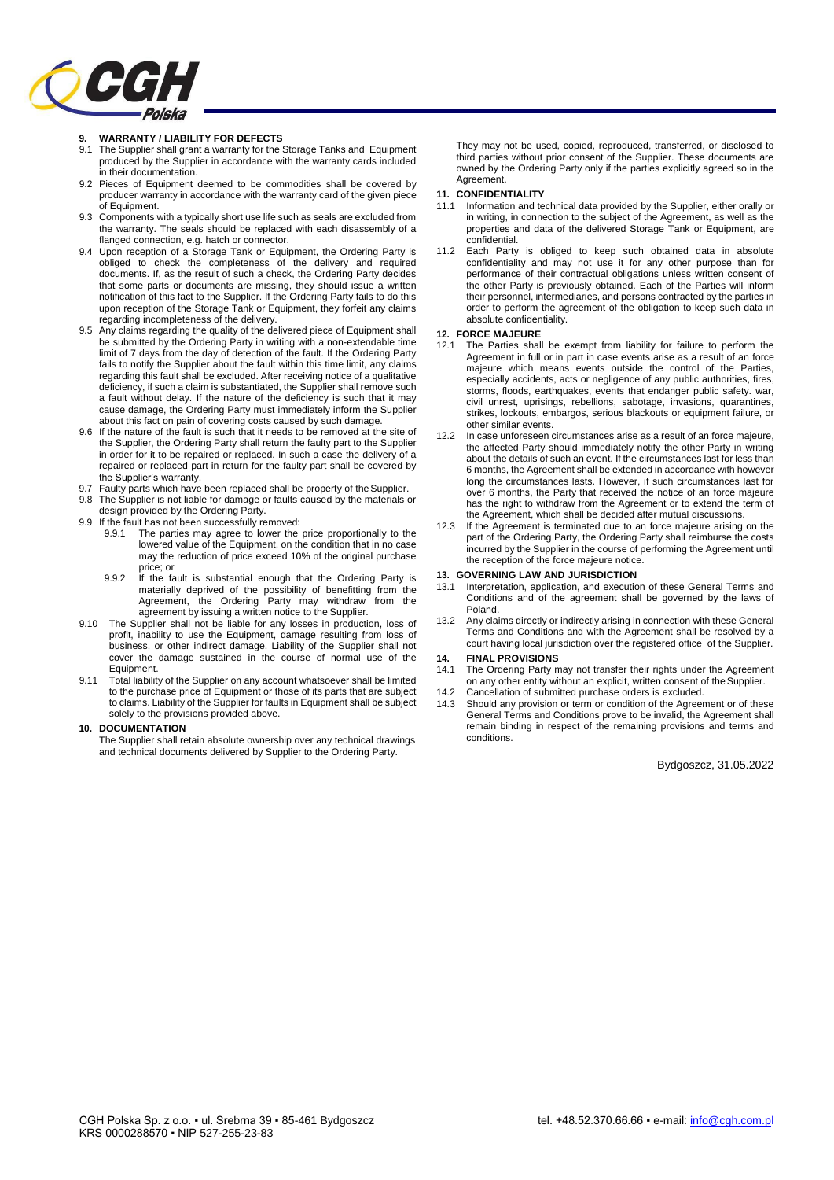## 9. WARRANTY / LIABILITY FOR DEFECTS

9.1 The Supplier shall grant a warranty for the Storage Tanks and Equipment produced by the Supplier in accordance with the warranty cards included in their documentation.

9.2 Pieces of Equipment deemed to be commodities shall be covered by producer warranty in accordance with the warranty card of the given piece of Equipment.

9.3 Components with a typically short use life such as seals are excluded from the warranty. The seals should be replaced with each disassembly of a flanged connection, e.g. hatch or connector.

9.4 Upon reception of a Storage Tank or Equipment, the Ordering Party is obliged to check the completeness of the delivery and required documents. If, as the result of such a check, the Ordering Party decides that some parts or documents are missing, they should issue a written notification of this fact to the Supplier. If the Ordering Party fails to do this upon reception of the Storage Tank or Equipment, they forfeit any claims regarding incompleteness of the delivery.

9.5 Any claims regarding the quality of the delivered piece of Equipment shall be submitted by the Ordering Party in writing with a non-extendable time limit of 7 days from the day of detection of the fault. If the Ordering Party fails to notify the Supplier about the fault within this time limit, any claims regarding this fault shall be excluded. After receiving notice of a qualitative deficiency, if such a claim is substantiated, the Supplier shall remove such a fault without delay. If the nature of the deficiency is such that it may cause damage, the Ordering Party must immediately inform the Supplier about this fact on pain of covering costs caused by such damage.

9.6 If the nature of the fault is such that it needs to be removed at the site of the Supplier, the Ordering Party shall return the faulty part to the Supplier in order for it to be repaired or replaced. In such a case the delivery of a repaired or replaced part in return for the faulty part shall be covered by the Supplier's warranty.

9.7 Faulty parts which have been replaced shall be property of the Supplier.

9.8 The Supplier is not liable for damage or faults caused by the materials or design provided by the Ordering Party.

9.9 If the fault has not been successfully removed:

- 9.9.1 The parties may agree to lower the price proportionally to the lowered value of the Equipment, on the condition that in no case may the reduction of price exceed 10% of the original purchase price; or
- 9.9.2 If the fault is substantial enough that the Ordering Party is materially deprived of the possibility of benefitting from the Agreement, the Ordering Party may withdraw from the agreement by issuing a written notice to the Supplier.

9.10 The Supplier shall not be liable for any losses in production, loss of profit, inability to use the Equipment, damage resulting from loss of business, or other indirect damage. Liability of the Supplier shall not cover the damage sustained in the course of normal use of the Equipment.

9.11 Total liability of the Supplier on any account whatsoever shall be limited to the purchase price of Equipment or those of its parts that are subject to claims. Liability of the Supplier for faults in Equipment shall be subject solely to the provisions provided above.

## 10. DOCUMENTATION

The Supplier shall retain absolute ownership over any technical drawings and technical documents delivered by Supplier to the Ordering Party. They may not be used, copied, reproduced, transferred, or disclosed to third parties without prior consent of the Supplier. These documents are owned by the Ordering Party only if the parties explicitly agreed so in the Agreement.

## 11. CONFIDENTIALITY

11.1 Information and technical data provided by the Supplier, either orally or in writing, in connection to the subject of the Agreement, as well as the properties and data of the delivered Storage Tank or Equipment, are confidential.

11.2 Each Party is obliged to keep such obtained data in absolute confidentiality and may not use it for any other purpose than for performance of their contractual obligations unless written consent of the other Party is previously obtained. Each of the Parties will inform their personnel, intermediaries, and persons contracted by the parties in order to perform the agreement of the obligation to keep such data in absolute confidentiality.

## 12. FORCE MAJEURE

12.1 The Parties shall be exempt from liability for failure to perform the Agreement in full or in part in case events arise as a result of an force majeure which means events outside the control of the Parties, especially accidents, acts or negligence of any public authorities, fires, storms, floods, earthquakes, events that endanger public safety. war, civil unrest, uprisings, rebellions, sabotage, invasions, quarantines, strikes, lockouts, embargos, serious blackouts or equipment failure, or other similar events.

12.2 In case unforeseen circumstances arise as a result of an force majeure, the affected Party should immediately notify the other Party in writing about the details of such an event. If the circumstances last for less than 6 months, the Agreement shall be extended in accordance with however long the circumstances lasts. However, if such circumstances last for over 6 months, the Party that received the notice of an force majeure has the right to withdraw from the Agreement or to extend the term of the Agreement, which shall be decided after mutual discussions.

12.3 If the Agreement is terminated due to an force majeure arising on the part of the Ordering Party, the Ordering Party shall reimburse the costs incurred by the Supplier in the course of performing the Agreement until the reception of the force majeure notice.

## 13. GOVERNING LAW AND JURISDICTION

13.1 Interpretation, application, and execution of these General Terms and Conditions and of the agreement shall be governed by the laws of Poland.

13.2 Any claims directly or indirectly arising in connection with these General Terms and Conditions and with the Agreement shall be resolved by a court having local jurisdiction over the registered office of the Supplier.

## 14. FINAL PROVISIONS

14.1 The Ordering Party may not transfer their rights under the Agreement on any other entity without an explicit, written consent of the Supplier.

14.2 Cancellation of submitted purchase orders is excluded.

14.3 Should any provision or term or condition of the Agreement or of these General Terms and Conditions prove to be invalid, the Agreement shall remain binding in respect of the remaining provisions and terms and conditions.

Bydgoszcz, 31.05.2022